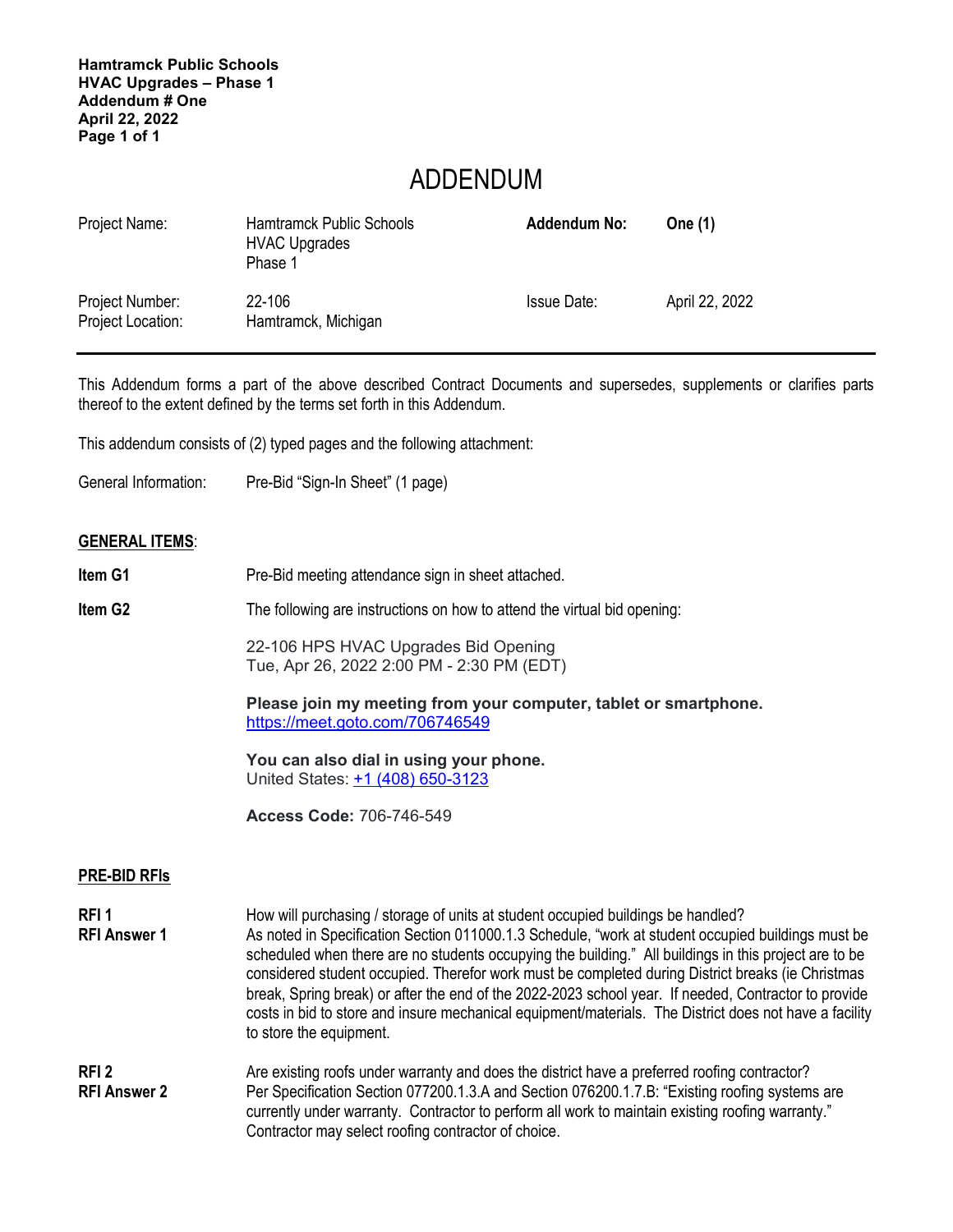**Hamtramck Public Schools**
**HVAC Upgrades – Phase 1**
**Addendum # One**
**April 22, 2022**

# ADDENDUM

| | | | |
|---|---|---|---|
| Project Name: | Hamtramck Public Schools HVAC Upgrades Phase 1 | **Addendum No:** | **One (1)** |
| Project Number: | 22-106 | Issue Date: | April 22, 2022 |
| Project Location: | Hamtramck, Michigan | | |

---

This Addendum forms a part of the above described Contract Documents and supersedes, supplements or clarifies parts thereof to the extent defined by the terms set forth in this Addendum.

This addendum consists of (2) typed pages and the following attachment:

General Information: Pre-Bid "Sign-In Sheet" (1 page)

## GENERAL ITEMS:

**Item G1** Pre-Bid meeting attendance sign in sheet attached.

**Item G2** The following are instructions on how to attend the virtual bid opening:

22-106 HPS HVAC Upgrades Bid Opening
Tue, Apr 26, 2022 2:00 PM - 2:30 PM (EDT)

**Please join my meeting from your computer, tablet or smartphone.**
https://meet.goto.com/706746549

**You can also dial in using your phone.**
United States: +1 (408) 650-3123

**Access Code:** 706-746-549

## PRE-BID RFIs

**RFI 1** How will purchasing / storage of units at student occupied buildings be handled?
**RFI Answer 1** As noted in Specification Section 011000.1.3 Schedule, "work at student occupied buildings must be scheduled when there are no students occupying the building." All buildings in this project are to be considered student occupied. Therefor work must be completed during District breaks (ie Christmas break, Spring break) or after the end of the 2022-2023 school year. If needed, Contractor to provide costs in bid to store and insure mechanical equipment/materials. The District does not have a facility to store the equipment.

**RFI 2** Are existing roofs under warranty and does the district have a preferred roofing contractor?
**RFI Answer 2** Per Specification Section 077200.1.3.A and Section 076200.1.7.B: "Existing roofing systems are currently under warranty. Contractor to perform all work to maintain existing roofing warranty." Contractor may select roofing contractor of choice.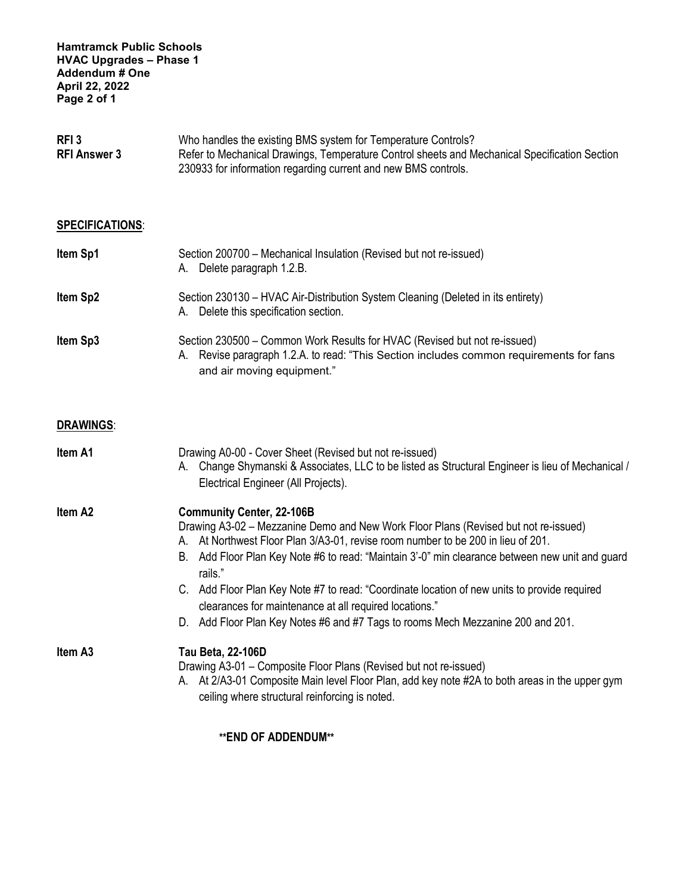**RFI 3** Who handles the existing BMS system for Temperature Controls?

**RFI Answer 3** Refer to Mechanical Drawings, Temperature Control sheets and Mechanical Specification Section 230933 for information regarding current and new BMS controls.

## SPECIFICATIONS:

**Item Sp1** Section 200700 – Mechanical Insulation (Revised but not re-issued)

A. Delete paragraph 1.2.B.

**Item Sp2** Section 230130 – HVAC Air-Distribution System Cleaning (Deleted in its entirety)

A. Delete this specification section.

**Item Sp3** Section 230500 – Common Work Results for HVAC (Revised but not re-issued)

A. Revise paragraph 1.2.A. to read: "This Section includes common requirements for fans and air moving equipment."

## DRAWINGS:

**Item A1** Drawing A0-00 - Cover Sheet (Revised but not re-issued)

A. Change Shymanski & Associates, LLC to be listed as Structural Engineer is lieu of Mechanical / Electrical Engineer (All Projects).

**Item A2** **Community Center, 22-106B**

Drawing A3-02 – Mezzanine Demo and New Work Floor Plans (Revised but not re-issued)

A. At Northwest Floor Plan 3/A3-01, revise room number to be 200 in lieu of 201.
B. Add Floor Plan Key Note #6 to read: "Maintain 3'-0" min clearance between new unit and guard rails."
C. Add Floor Plan Key Note #7 to read: "Coordinate location of new units to provide required clearances for maintenance at all required locations."
D. Add Floor Plan Key Notes #6 and #7 Tags to rooms Mech Mezzanine 200 and 201.

**Item A3** **Tau Beta, 22-106D**

Drawing A3-01 – Composite Floor Plans (Revised but not re-issued)

A. At 2/A3-01 Composite Main level Floor Plan, add key note #2A to both areas in the upper gym ceiling where structural reinforcing is noted.

**END OF ADDENDUM**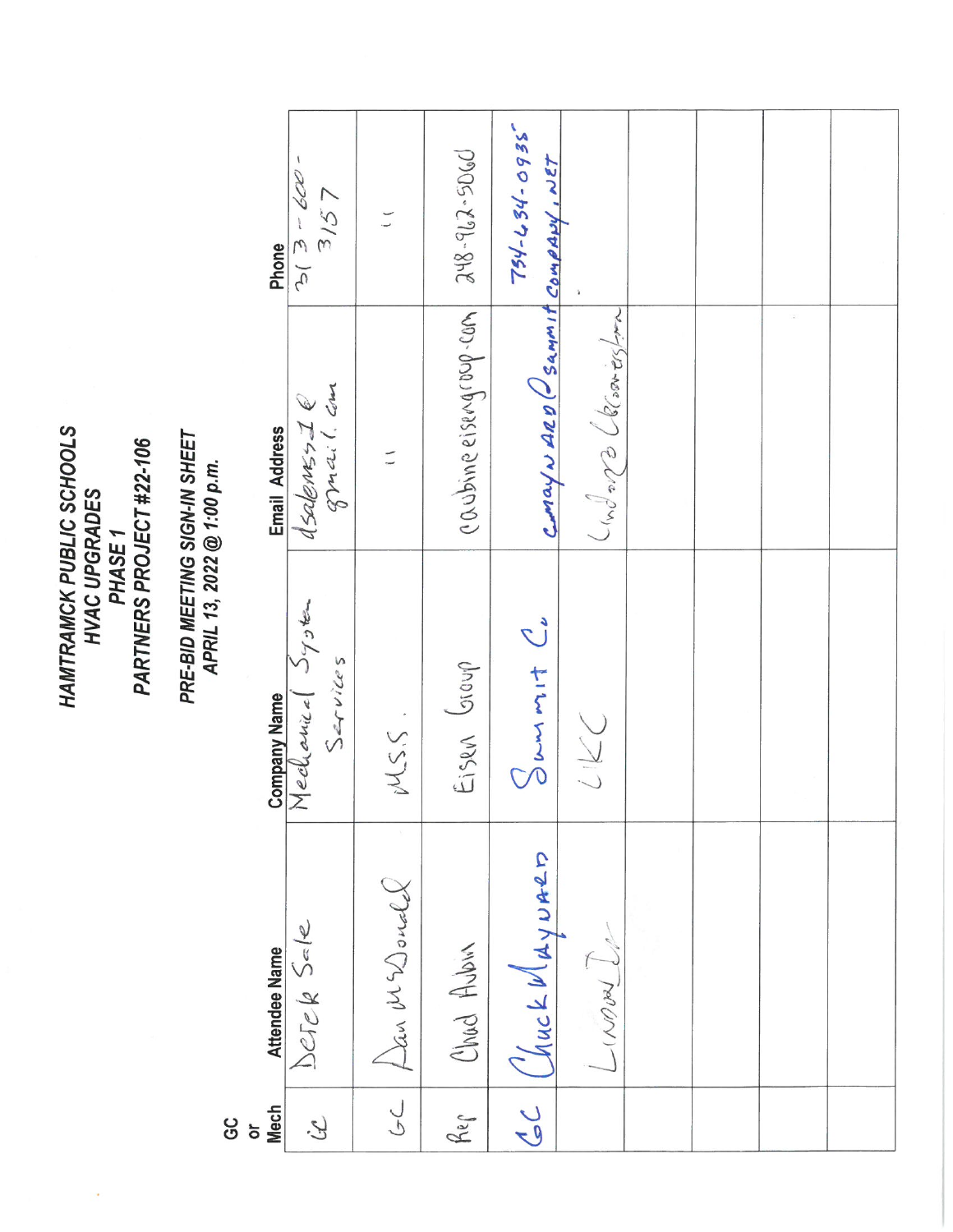# HAMTRAMCK PUBLIC SCHOOLS
## HVAC UPGRADES
## PHASE 1
## PARTNERS PROJECT #22-106

### PRE-BID MEETING SIGN-IN SHEET
### APRIL 13, 2022 @ 1:00 p.m.

| GC or Mech | Attendee Name | Company Name | Email Address | Phone |
|---|---|---|---|---|
| GC | Derek Sale | Mechanical System Services | dsalemss1@gmail.com | 313-600-3157 |
| GC | Dan McDonald | MSS. | " | " |
| Rep | Chad Aubin | Eisen Group | caubineisengroup.com | 248-962-5060 |
| GC | Chuck Maynard | Summit Co | CMAYNARD@SUMMITCOMPANY.NET | 734-634-0935 |
| | Linwood Ir | UKC | Lindwood@.... | |
| | | | | |
| | | | | |
| | | | | |
| | | | | |